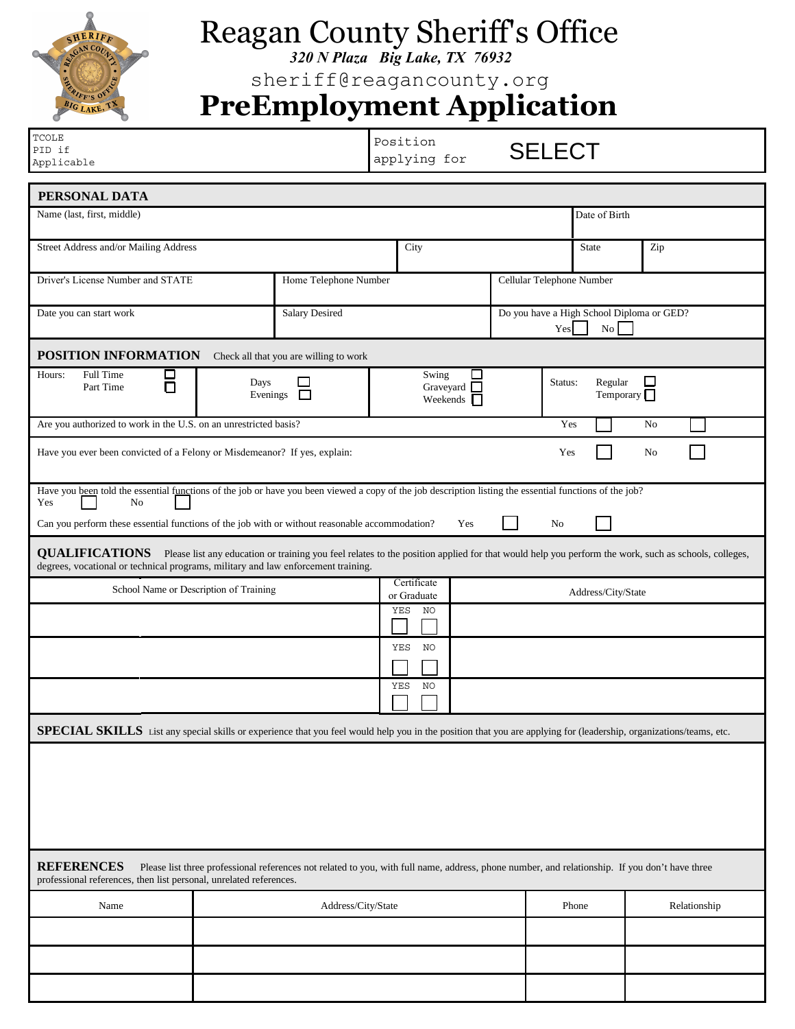# Reagan County Sheriff's Office

***320 N Plaza Big Lake, TX 76932***

sheriff@reagancounty.org

# PreEmployment Application

| TCOLE PID if Applicable | Position applying for SELECT |
|---|---|

## PERSONAL DATA

| Name (last, first, middle) | | | Date of Birth | |
|---|---|---|---|---|
| Street Address and/or Mailing Address | City | | State | Zip |
| Driver's License Number and STATE | Home Telephone Number | Cellular Telephone Number | | |
| Date you can start work | Salary Desired | Do you have a High School Diploma or GED? Yes ☐ No ☐ | | |

## POSITION INFORMATION

Check all that you are willing to work

| Hours: Full Time ☐ Part Time ☐ | Days ☐ Evenings ☐ | Swing ☐ Graveyard ☐ Weekends ☐ | Status: Regular ☐ Temporary ☐ |
|---|---|---|---|

Are you authorized to work in the U.S. on an unrestricted basis? Yes ☐ No ☐

Have you ever been convicted of a Felony or Misdemeanor? If yes, explain: Yes ☐ No ☐

Have you been told the essential functions of the job or have you been viewed a copy of the job description listing the essential functions of the job?
Yes ☐ No ☐

Can you perform these essential functions of the job with or without reasonable accommodation? Yes ☐ No ☐

## QUALIFICATIONS

Please list any education or training you feel relates to the position applied for that would help you perform the work, such as schools, colleges, degrees, vocational or technical programs, military and law enforcement training.

| School Name or Description of Training | Certificate or Graduate | Address/City/State |
|---|---|---|
| | YES ☐ NO ☐ | |
| | YES ☐ NO ☐ | |
| | YES ☐ NO ☐ | |

## SPECIAL SKILLS

List any special skills or experience that you feel would help you in the position that you are applying for (leadership, organizations/teams, etc.

## REFERENCES

Please list three professional references not related to you, with full name, address, phone number, and relationship. If you don't have three professional references, then list personal, unrelated references.

| Name | Address/City/State | Phone | Relationship |
|---|---|---|---|
| | | | |
| | | | |
| | | | |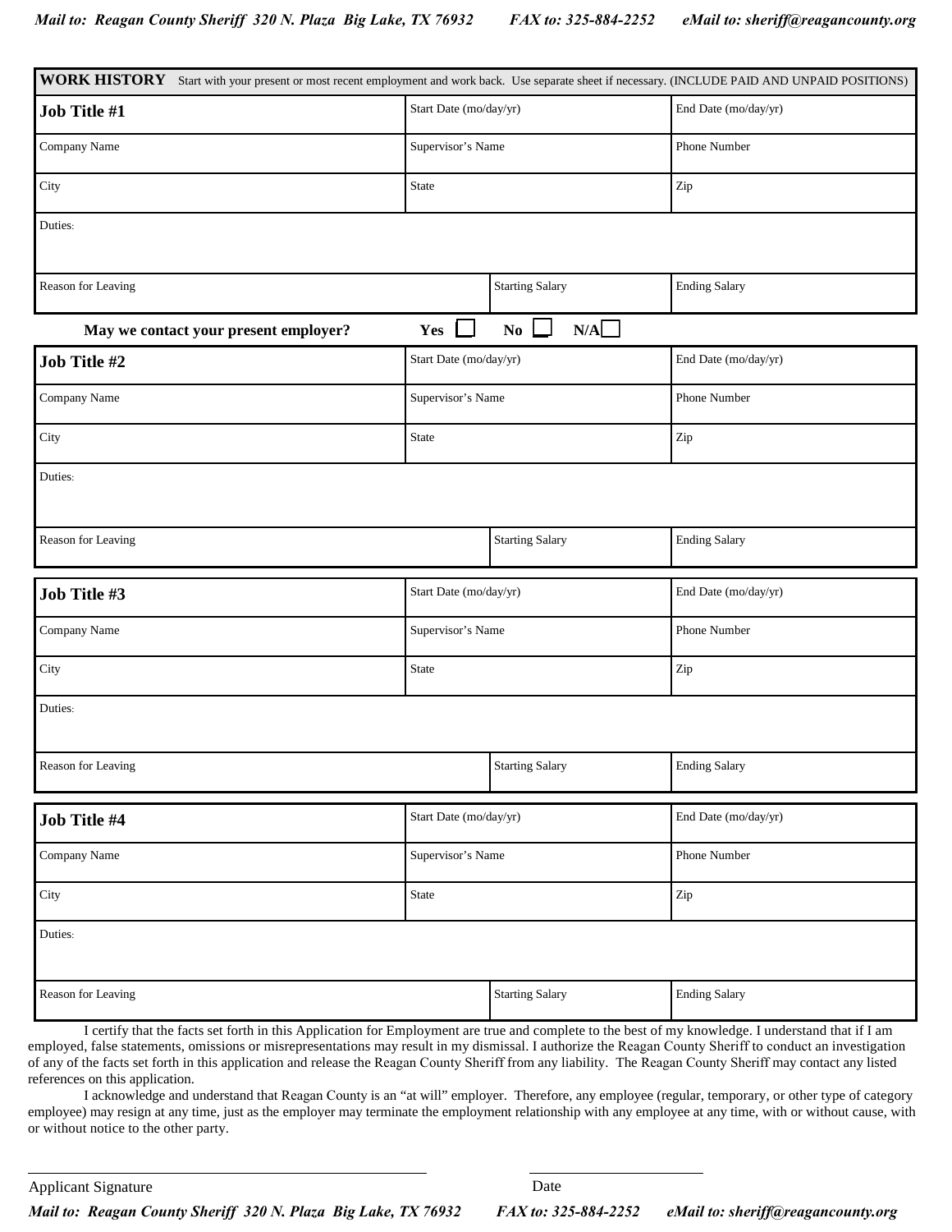**WORK HISTORY** Start with your present or most recent employment and work back. Use separate sheet if necessary. (INCLUDE PAID AND UNPAID POSITIONS)

| **Job Title #1** | Start Date (mo/day/yr) | | End Date (mo/day/yr) |
|---|---|---|---|
| Company Name | Supervisor's Name | | Phone Number |
| City | State | | Zip |
| Duties: | | | |
| Reason for Leaving | | Starting Salary | Ending Salary |

**May we contact your present employer?** **Yes** ☐ **No** ☐ **N/A** ☐

| **Job Title #2** | Start Date (mo/day/yr) | | End Date (mo/day/yr) |
|---|---|---|---|
| Company Name | Supervisor's Name | | Phone Number |
| City | State | | Zip |
| Duties: | | | |
| Reason for Leaving | | Starting Salary | Ending Salary |

| **Job Title #3** | Start Date (mo/day/yr) | | End Date (mo/day/yr) |
|---|---|---|---|
| Company Name | Supervisor's Name | | Phone Number |
| City | State | | Zip |
| Duties: | | | |
| Reason for Leaving | | Starting Salary | Ending Salary |

| **Job Title #4** | Start Date (mo/day/yr) | | End Date (mo/day/yr) |
|---|---|---|---|
| Company Name | Supervisor's Name | | Phone Number |
| City | State | | Zip |
| Duties: | | | |
| Reason for Leaving | | Starting Salary | Ending Salary |

I certify that the facts set forth in this Application for Employment are true and complete to the best of my knowledge. I understand that if I am employed, false statements, omissions or misrepresentations may result in my dismissal. I authorize the Reagan County Sheriff to conduct an investigation of any of the facts set forth in this application and release the Reagan County Sheriff from any liability. The Reagan County Sheriff may contact any listed references on this application.

I acknowledge and understand that Reagan County is an "at will" employer. Therefore, any employee (regular, temporary, or other type of category employee) may resign at any time, just as the employer may terminate the employment relationship with any employee at any time, with or without cause, with or without notice to the other party.

\_\_\_\_\_\_\_\_\_\_\_\_\_\_\_\_\_\_\_\_\_\_\_\_\_\_\_\_\_\_\_\_\_\_\_\_\_\_\_\_\_\_ \_\_\_\_\_\_\_\_\_\_\_\_\_\_\_\_\_\_\_\_

Applicant Signature Date